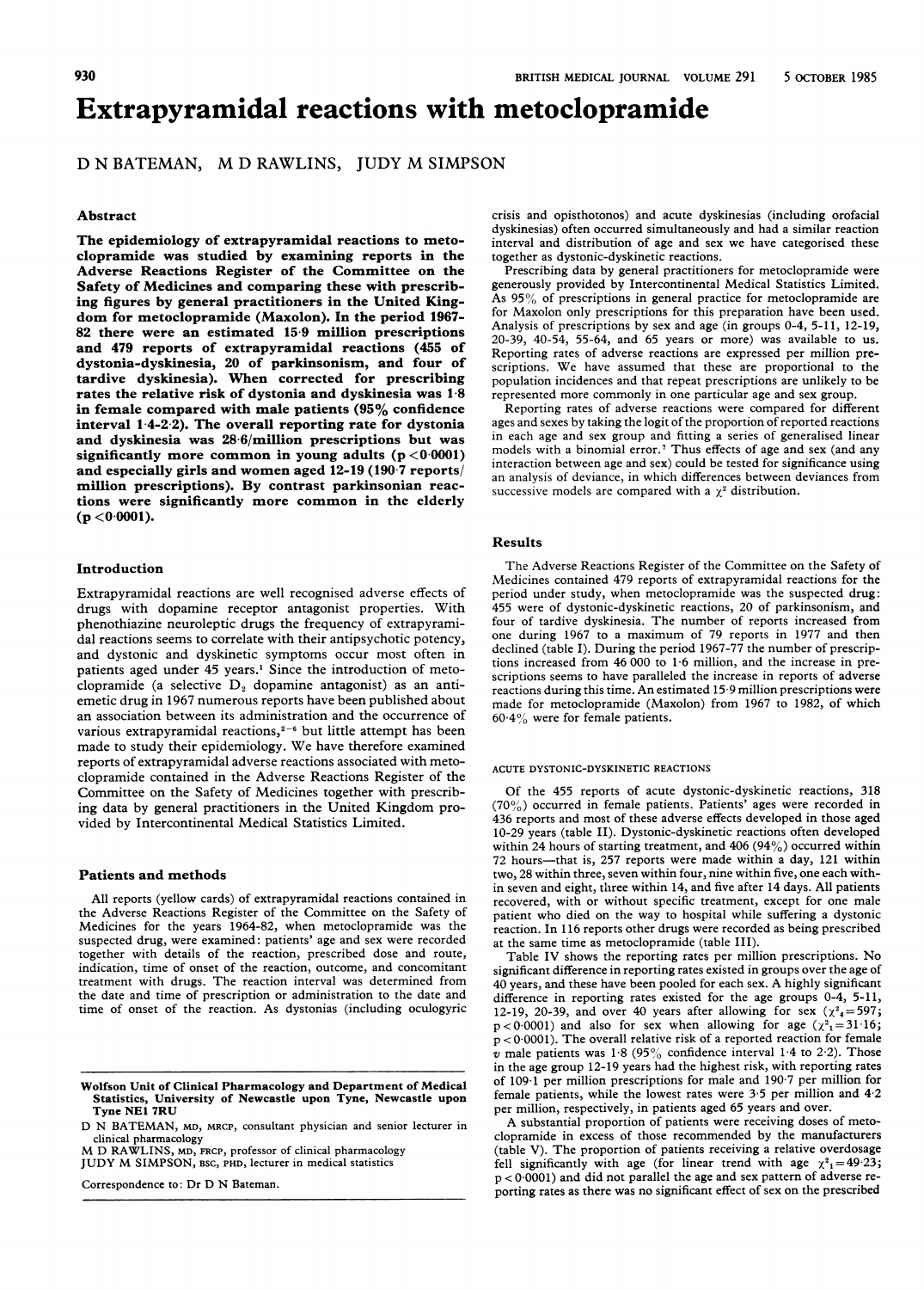# Extrapyramidal reactions with metoclopramide

D N BATEMAN, M D RAWLINS, JUDY M SIMPSON

## Abstract

**The epidemiology of extrapyramidal reactions to metoclopramide was studied by examining reports in the Adverse Reactions Register of the Committee on the Safety of Medicines and comparing these with prescribing figures by general practitioners in the United Kingdom for metoclopramide (Maxolon). In the period 1967-82 there were an estimated 15·9 million prescriptions and 479 reports of extrapyramidal reactions (455 of dystonia-dyskinesia, 20 of parkinsonism, and four of tardive dyskinesia). When corrected for prescribing rates the relative risk of dystonia and dyskinesia was 1·8 in female compared with male patients (95% confidence interval 1·4-2·2). The overall reporting rate for dystonia and dyskinesia was 28·6/million prescriptions but was significantly more common in young adults ($p < 0·0001$) and especially girls and women aged 12-19 (190·7 reports/million prescriptions). By contrast parkinsonian reactions were significantly more common in the elderly ($p < 0·0001$).**

## Introduction

Extrapyramidal reactions are well recognised adverse effects of drugs with dopamine receptor antagonist properties. With phenothiazine neuroleptic drugs the frequency of extrapyramidal reactions seems to correlate with their antipsychotic potency, and dystonic and dyskinetic symptoms occur most often in patients aged under 45 years.[1] Since the introduction of metoclopramide (a selective $D_2$ dopamine antagonist) as an antiemetic drug in 1967 numerous reports have been published about an association between its administration and the occurrence of various extrapyramidal reactions,[2-6] but little attempt has been made to study their epidemiology. We have therefore examined reports of extrapyramidal adverse reactions associated with metoclopramide contained in the Adverse Reactions Register of the Committee on the Safety of Medicines together with prescribing data by general practitioners in the United Kingdom provided by Intercontinental Medical Statistics Limited.

## Patients and methods

All reports (yellow cards) of extrapyramidal reactions contained in the Adverse Reactions Register of the Committee on the Safety of Medicines for the years 1964-82, when metoclopramide was the suspected drug, were examined: patients' age and sex were recorded together with details of the reaction, prescribed dose and route, indication, time of onset of the reaction, outcome, and concomitant treatment with drugs. The reaction interval was determined from the date and time of prescription or administration to the date and time of onset of the reaction. As dystonias (including oculogyric crisis and opisthotonos) and acute dyskinesias (including orofacial dyskinesias) often occurred simultaneously and had a similar reaction interval and distribution of age and sex we have categorised these together as dystonic-dyskinetic reactions.

Prescribing data by general practitioners for metoclopramide were generously provided by Intercontinental Medical Statistics Limited. As 95% of prescriptions in general practice for metoclopramide are for Maxolon only prescriptions for this preparation have been used. Analysis of prescriptions by sex and age (in groups 0-4, 5-11, 12-19, 20-39, 40-54, 55-64, and 65 years or more) was available to us. Reporting rates of adverse reactions are expressed per million prescriptions. We have assumed that these are proportional to the population incidences and that repeat prescriptions are unlikely to be represented more commonly in one particular age and sex group.

Reporting rates of adverse reactions were compared for different ages and sexes by taking the logit of the proportion of reported reactions in each age and sex group and fitting a series of generalised linear models with a binomial error.[7] Thus effects of age and sex (and any interaction between age and sex) could be tested for significance using an analysis of deviance, in which differences between deviances from successive models are compared with a $\chi^2$ distribution.

## Results

The Adverse Reactions Register of the Committee on the Safety of Medicines contained 479 reports of extrapyramidal reactions for the period under study, when metoclopramide was the suspected drug: 455 were of dystonic-dyskinetic reactions, 20 of parkinsonism, and four of tardive dyskinesia. The number of reports increased from one during 1967 to a maximum of 79 reports in 1977 and then declined (table I). During the period 1967-77 the number of prescriptions increased from 46 000 to 1·6 million, and the increase in prescriptions seems to have paralleled the increase in reports of adverse reactions during this time. An estimated 15·9 million prescriptions were made for metoclopramide (Maxolon) from 1967 to 1982, of which 60·4% were for female patients.

### ACUTE DYSTONIC-DYSKINETIC REACTIONS

Of the 455 reports of acute dystonic-dyskinetic reactions, 318 (70%) occurred in female patients. Patients' ages were recorded in 436 reports and most of these adverse effects developed in those aged 10-29 years (table II). Dystonic-dyskinetic reactions often developed within 24 hours of starting treatment, and 406 (94%) occurred within 72 hours—that is, 257 reports were made within a day, 121 within two, 28 within three, seven within four, nine within five, one each within seven and eight, three within 14, and five after 14 days. All patients recovered, with or without specific treatment, except for one male patient who died on the way to hospital while suffering a dystonic reaction. In 116 reports other drugs were recorded as being prescribed at the same time as metoclopramide (table III).

Table IV shows the reporting rates per million prescriptions. No significant difference in reporting rates existed in groups over the age of 40 years, and these have been pooled for each sex. A highly significant difference in reporting rates existed for the age groups 0-4, 5-11, 12-19, 20-39, and over 40 years after allowing for sex ($\chi^2_4 = 597$; $p < 0·0001$) and also for sex when allowing for age ($\chi^2_1 = 31·16$; $p < 0·0001$). The overall relative risk of a reported reaction for female $v$ male patients was 1·8 (95% confidence interval 1·4 to 2·2). Those in the age group 12-19 years had the highest risk, with reporting rates of 109·1 per million prescriptions for male and 190·7 per million for female patients, while the lowest rates were 3·5 per million and 4·2 per million, respectively, in patients aged 65 years and over.

A substantial proportion of patients were receiving doses of metoclopramide in excess of those recommended by the manufacturers (table V). The proportion of patients receiving a relative overdosage fell significantly with age (for linear trend with age $\chi^2_1 = 49·23$; $p < 0·0001$) and did not parallel the age and sex pattern of adverse reporting rates as there was no significant effect of sex on the prescribed

---

Wolfson Unit of Clinical Pharmacology and Department of Medical Statistics, University of Newcastle upon Tyne, Newcastle upon Tyne NE1 7RU

D N BATEMAN, MD, MRCP, consultant physician and senior lecturer in clinical pharmacology

M D RAWLINS, MD, FRCP, professor of clinical pharmacology

JUDY M SIMPSON, BSC, PHD, lecturer in medical statistics

Correspondence to: Dr D N Bateman.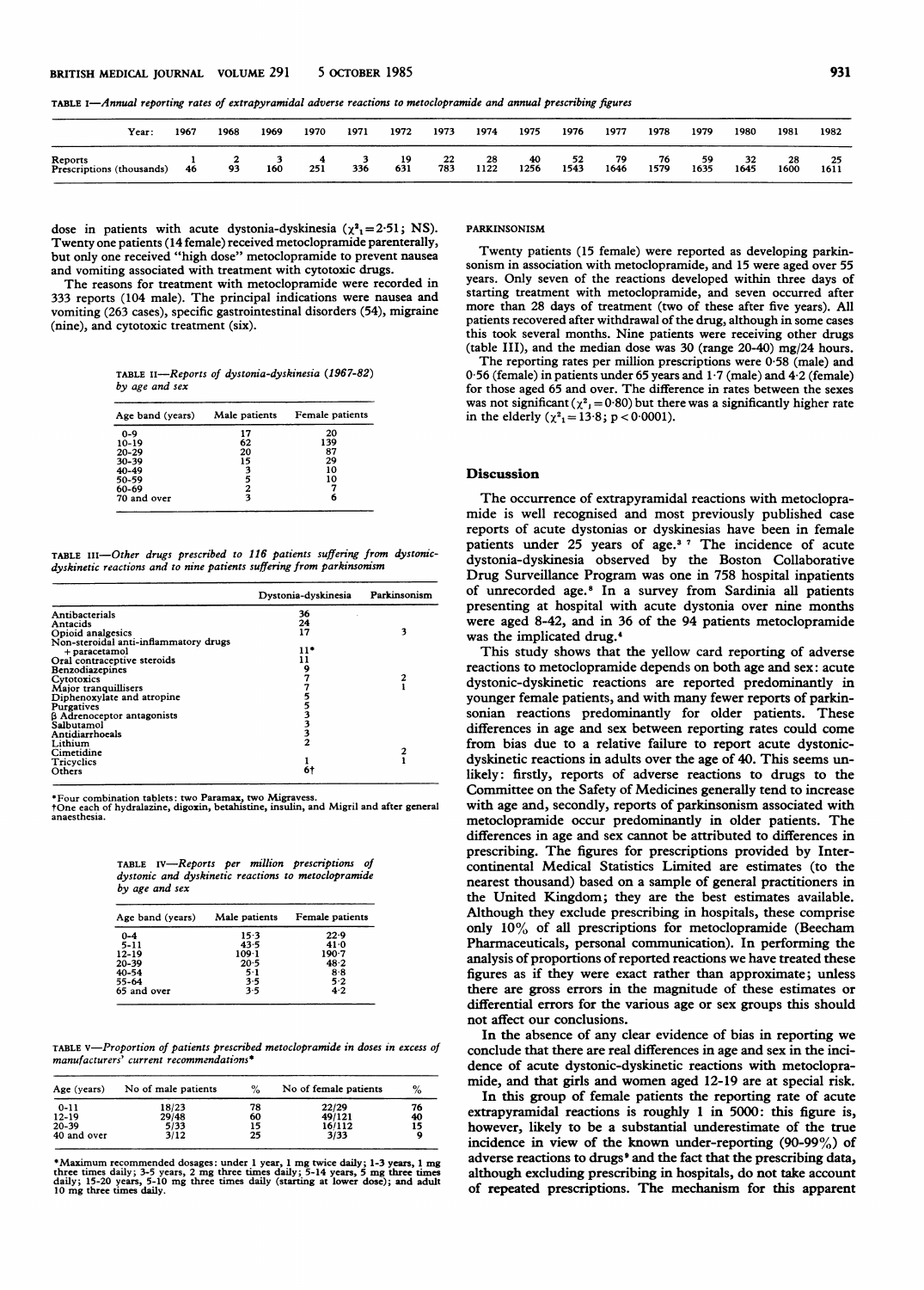TABLE I—*Annual reporting rates of extrapyramidal adverse reactions to metoclopramide and annual prescribing figures*

| Year: | 1967 | 1968 | 1969 | 1970 | 1971 | 1972 | 1973 | 1974 | 1975 | 1976 | 1977 | 1978 | 1979 | 1980 | 1981 | 1982 |
|---|---|---|---|---|---|---|---|---|---|---|---|---|---|---|---|---|
| Reports | 1 | 2 | 3 | 4 | 3 | 19 | 22 | 28 | 40 | 52 | 79 | 76 | 59 | 32 | 28 | 25 |
| Prescriptions (thousands) | 46 | 93 | 160 | 251 | 336 | 631 | 783 | 1122 | 1256 | 1543 | 1646 | 1579 | 1635 | 1645 | 1600 | 1611 |

dose in patients with acute dystonia-dyskinesia ($\chi^2_1 = 2.51$; NS). Twenty one patients (14 female) received metoclopramide parenterally, but only one received "high dose" metoclopramide to prevent nausea and vomiting associated with treatment with cytotoxic drugs.

The reasons for treatment with metoclopramide were recorded in 333 reports (104 male). The principal indications were nausea and vomiting (263 cases), specific gastrointestinal disorders (54), migraine (nine), and cytotoxic treatment (six).

TABLE II—*Reports of dystonia-dyskinesia (1967-82) by age and sex*

| Age band (years) | Male patients | Female patients |
|---|---|---|
| 0-9 | 17 | 20 |
| 10-19 | 62 | 139 |
| 20-29 | 20 | 87 |
| 30-39 | 15 | 29 |
| 40-49 | 3 | 10 |
| 50-59 | 5 | 10 |
| 60-69 | 2 | 7 |
| 70 and over | 3 | 6 |

TABLE III—*Other drugs prescribed to 116 patients suffering from dystonic-dyskinetic reactions and to nine patients suffering from parkinsonism*

| | Dystonia-dyskinesia | Parkinsonism |
|---|---|---|
| Antibacterials | 36 | |
| Antacids | 24 | |
| Opioid analgesics | 17 | 3 |
| Non-steroidal anti-inflammatory drugs + paracetamol | 11* | |
| Oral contraceptive steroids | 11 | |
| Benzodiazepines | 9 | |
| Cytotoxics | 7 | 2 |
| Major tranquillisers | 7 | 1 |
| Diphenoxylate and atropine | 5 | |
| Purgatives | 5 | |
| β Adrenoceptor antagonists | 3 | |
| Salbutamol | 3 | |
| Antidiarrhoeals | 3 | |
| Lithium | 2 | |
| Cimetidine | | 2 |
| Tricyclics | 1 | 1 |
| Others | 6† | |

*Four combination tablets: two Paramax, two Migravess.
†One each of hydralazine, digoxin, betahistine, insulin, and Migril and after general anaesthesia.

TABLE IV—*Reports per million prescriptions of dystonic and dyskinetic reactions to metoclopramide by age and sex*

| Age band (years) | Male patients | Female patients |
|---|---|---|
| 0-4 | 15·3 | 22·9 |
| 5-11 | 43·5 | 41·0 |
| 12-19 | 109·1 | 190·7 |
| 20-39 | 20·5 | 48·2 |
| 40-54 | 5·1 | 8·8 |
| 55-64 | 3·5 | 5·2 |
| 65 and over | 3·5 | 4·2 |

TABLE V—*Proportion of patients prescribed metoclopramide in doses in excess of manufacturers' current recommendations**

| Age (years) | No of male patients | % | No of female patients | % |
|---|---|---|---|---|
| 0-11 | 18/23 | 78 | 22/29 | 76 |
| 12-19 | 29/48 | 60 | 49/121 | 40 |
| 20-39 | 5/33 | 15 | 16/112 | 15 |
| 40 and over | 3/12 | 25 | 3/33 | 9 |

*Maximum recommended dosages: under 1 year, 1 mg twice daily; 1-3 years, 1 mg three times daily; 3-5 years, 2 mg three times daily; 5-14 years, 5 mg three times daily; 15-20 years, 5-10 mg three times daily (starting at lower dose); and adult 10 mg three times daily.

PARKINSONISM

Twenty patients (15 female) were reported as developing parkinsonism in association with metoclopramide, and 15 were aged over 55 years. Only seven of the reactions developed within three days of starting treatment with metoclopramide, and seven occurred after more than 28 days of treatment (two of these after five years). All patients recovered after withdrawal of the drug, although in some cases this took several months. Nine patients were receiving other drugs (table III), and the median dose was 30 (range 20-40) mg/24 hours.

The reporting rates per million prescriptions were 0·58 (male) and 0·56 (female) in patients under 65 years and 1·7 (male) and 4·2 (female) for those aged 65 and over. The difference in rates between the sexes was not significant ($\chi^2_1 = 0.80$) but there was a significantly higher rate in the elderly ($\chi^2_1 = 13.8$; $p < 0.0001$).

## Discussion

The occurrence of extrapyramidal reactions with metoclopramide is well recognised and most previously published case reports of acute dystonias or dyskinesias have been in female patients under 25 years of age.[3 7] The incidence of acute dystonia-dyskinesia observed by the Boston Collaborative Drug Surveillance Program was one in 758 hospital inpatients of unrecorded age.[8] In a survey from Sardinia all patients presenting at hospital with acute dystonia over nine months were aged 8-42, and in 36 of the 94 patients metoclopramide was the implicated drug.[4]

This study shows that the yellow card reporting of adverse reactions to metoclopramide depends on both age and sex: acute dystonic-dyskinetic reactions are reported predominantly in younger female patients, and with many fewer reports of parkinsonian reactions predominantly for older patients. These differences in age and sex between reporting rates could come from bias due to a relative failure to report acute dystonic-dyskinetic reactions in adults over the age of 40. This seems unlikely: firstly, reports of adverse reactions to drugs to the Committee on the Safety of Medicines generally tend to increase with age and, secondly, reports of parkinsonism associated with metoclopramide occur predominantly in older patients. The differences in age and sex cannot be attributed to differences in prescribing. The figures for prescriptions provided by Intercontinental Medical Statistics Limited are estimates (to the nearest thousand) based on a sample of general practitioners in the United Kingdom; they are the best estimates available. Although they exclude prescribing in hospitals, these comprise only 10% of all prescriptions for metoclopramide (Beecham Pharmaceuticals, personal communication). In performing the analysis of proportions of reported reactions we have treated these figures as if they were exact rather than approximate; unless there are gross errors in the magnitude of these estimates or differential errors for the various age or sex groups this should not affect our conclusions.

In the absence of any clear evidence of bias in reporting we conclude that there are real differences in age and sex in the incidence of acute dystonic-dyskinetic reactions with metoclopramide, and that girls and women aged 12-19 are at special risk.

In this group of female patients the reporting rate of acute extrapyramidal reactions is roughly 1 in 5000: this figure is, however, likely to be a substantial underestimate of the true incidence in view of the known under-reporting (90-99%) of adverse reactions to drugs[9] and the fact that the prescribing data, although excluding prescribing in hospitals, do not take account of repeated prescriptions. The mechanism for this apparent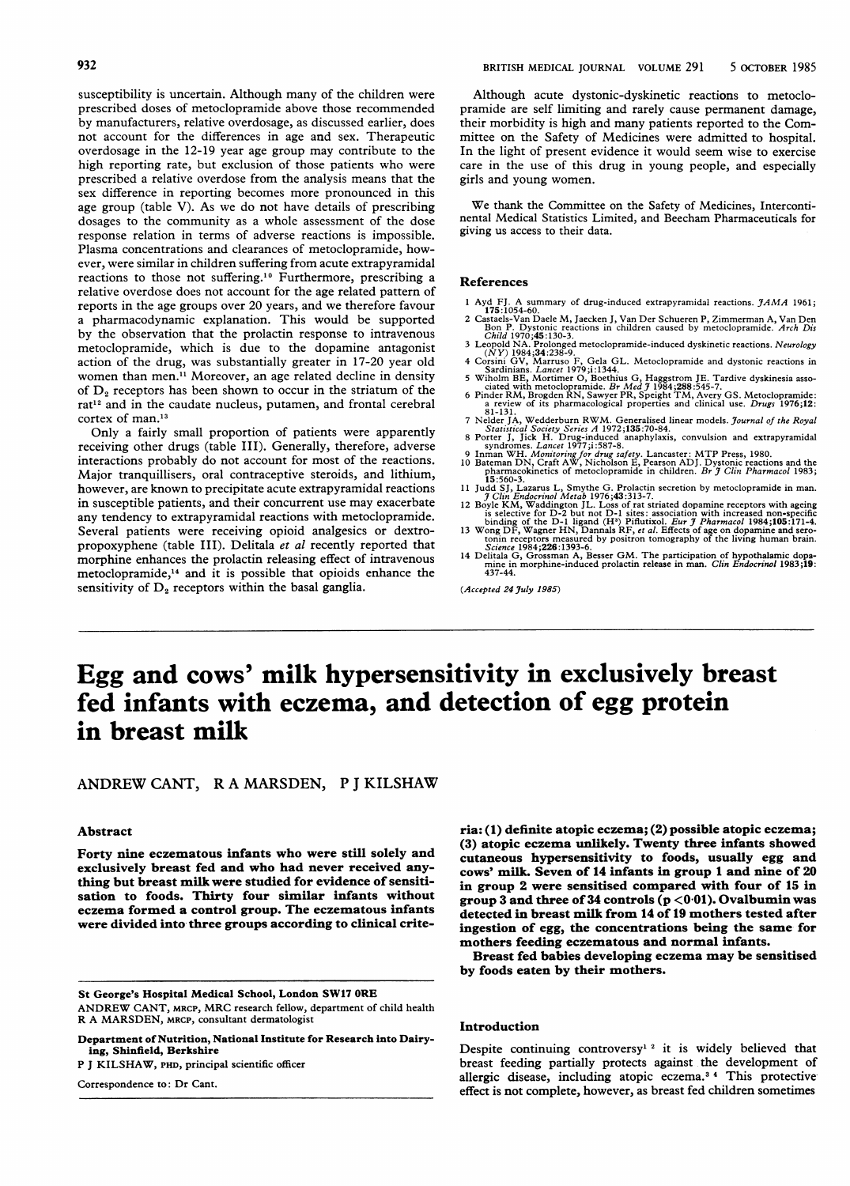susceptibility is uncertain. Although many of the children were prescribed doses of metoclopramide above those recommended by manufacturers, relative overdosage, as discussed earlier, does not account for the differences in age and sex. Therapeutic overdosage in the 12-19 year age group may contribute to the high reporting rate, but exclusion of those patients who were prescribed a relative overdose from the analysis means that the sex difference in reporting becomes more pronounced in this age group (table V). As we do not have details of prescribing dosages to the community as a whole assessment of the dose response relation in terms of adverse reactions is impossible. Plasma concentrations and clearances of metoclopramide, however, were similar in children suffering from acute extrapyramidal reactions to those not suffering.[10] Furthermore, prescribing a relative overdose does not account for the age related pattern of reports in the age groups over 20 years, and we therefore favour a pharmacodynamic explanation. This would be supported by the observation that the prolactin response to intravenous metoclopramide, which is due to the dopamine antagonist action of the drug, was substantially greater in 17-20 year old women than men.[11] Moreover, an age related decline in density of $D_2$ receptors has been shown to occur in the striatum of the rat[12] and in the caudate nucleus, putamen, and frontal cerebral cortex of man.[13]

Only a fairly small proportion of patients were apparently receiving other drugs (table III). Generally, therefore, adverse interactions probably do not account for most of the reactions. Major tranquillisers, oral contraceptive steroids, and lithium, however, are known to precipitate acute extrapyramidal reactions in susceptible patients, and their concurrent use may exacerbate any tendency to extrapyramidal reactions with metoclopramide. Several patients were receiving opioid analgesics or dextropropoxyphene (table III). Delitala *et al* recently reported that morphine enhances the prolactin releasing effect of intravenous metoclopramide,[14] and it is possible that opioids enhance the sensitivity of $D_2$ receptors within the basal ganglia.

Although acute dystonic-dyskinetic reactions to metoclopramide are self limiting and rarely cause permanent damage, their morbidity is high and many patients reported to the Committee on the Safety of Medicines were admitted to hospital. In the light of present evidence it would seem wise to exercise care in the use of this drug in young people, and especially girls and young women.

We thank the Committee on the Safety of Medicines, Intercontinental Medical Statistics Limited, and Beecham Pharmaceuticals for giving us access to their data.

## References

1 Ayd FJ. A summary of drug-induced extrapyramidal reactions. *JAMA* 1961; **175**:1054-60.
2 Castaels-Van Daele M, Jaecken J, Van Der Schueren P, Zimmerman A, Van Den Bon P. Dystonic reactions in children caused by metoclopramide. *Arch Dis Child* 1970;**45**:130-3.
3 Leopold NA. Prolonged metoclopramide-induced dyskinetic reactions. *Neurology (NY)* 1984;**34**:238-9.
4 Corsini GV, Marruso F, Gela GL. Metoclopramide and dystonic reactions in Sardinians. *Lancet* 1979;i:1344.
5 Wiholm BE, Mortimer O, Boethius G, Haggstrom JE. Tardive dyskinesia associated with metoclopramide. *Br Med J* 1984;**288**:545-7.
6 Pinder RM, Brogden RN, Sawyer PR, Speight TM, Avery GS. Metoclopramide: a review of its pharmacological properties and clinical use. *Drugs* 1976;**12**: 81-131.
7 Nelder JA, Wedderburn RWM. Generalised linear models. *Journal of the Royal Statistical Society Series A* 1972;**135**:70-84.
8 Porter J, Jick H. Drug-induced anaphylaxis, convulsion and extrapyramidal syndromes. *Lancet* 1977;i:587-8.
9 Inman WH. *Monitoring for drug safety*. Lancaster: MTP Press, 1980.
10 Bateman DN, Craft AW, Nicholson E, Pearson ADJ. Dystonic reactions and the pharmacokinetics of metoclopramide in children. *Br J Clin Pharmacol* 1983; **15**:560-3.
11 Judd SJ, Lazarus L, Smythe G. Prolactin secretion by metoclopramide in man. *J Clin Endocrinol Metab* 1976;**43**:313-7.
12 Boyle KM, Waddington JL. Loss of rat striated dopamine receptors with ageing is selective for D-2 but not D-1 sites: association with increased non-specific binding of the D-1 ligand ($H^3$) Piflutixol. *Eur J Pharmacol* 1984;**105**:171-4.
13 Wong DF, Wagner HN, Dannals RF, *et al*. Effects of age on dopamine and serotonin receptors measured by positron tomography of the living human brain. *Science* 1984;**226**:1393-6.
14 Delitala G, Grossman A, Besser GM. The participation of hypothalamic dopamine in morphine-induced prolactin release in man. *Clin Endocrinol* 1983;**19**: 437-44.

*(Accepted 24 July 1985)*

# Egg and cows' milk hypersensitivity in exclusively breast fed infants with eczema, and detection of egg protein in breast milk

ANDREW CANT, R A MARSDEN, P J KILSHAW

## Abstract

**Forty nine eczematous infants who were still solely and exclusively breast fed and who had never received anything but breast milk were studied for evidence of sensitisation to foods. Thirty four similar infants without eczema formed a control group. The eczematous infants were divided into three groups according to clinical criteria: (1) definite atopic eczema; (2) possible atopic eczema; (3) atopic eczema unlikely. Twenty three infants showed cutaneous hypersensitivity to foods, usually egg and cows' milk. Seven of 14 infants in group 1 and nine of 20 in group 2 were sensitised compared with four of 15 in group 3 and three of 34 controls ($p < 0.01$). Ovalbumin was detected in breast milk from 14 of 19 mothers tested after ingestion of egg, the concentrations being the same for mothers feeding eczematous and normal infants.**

**Breast fed babies developing eczema may be sensitised by foods eaten by their mothers.**

St George's Hospital Medical School, London SW17 0RE

ANDREW CANT, MRCP, MRC research fellow, department of child health

R A MARSDEN, MRCP, consultant dermatologist

Department of Nutrition, National Institute for Research into Dairying, Shinfield, Berkshire

P J KILSHAW, PHD, principal scientific officer

Correspondence to: Dr Cant.

## Introduction

Despite continuing controversy[1 2] it is widely believed that breast feeding partially protects against the development of allergic disease, including atopic eczema.[3 4] This protective effect is not complete, however, as breast fed children sometimes